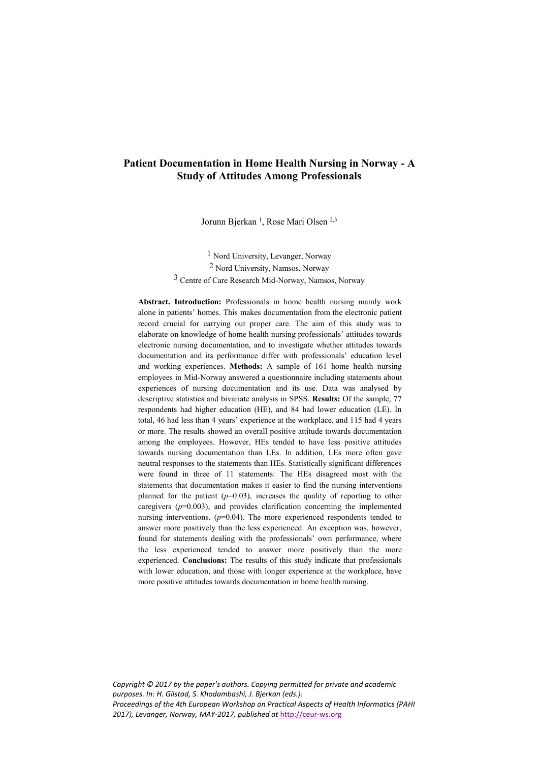# Patient Documentation in Home Health Nursing in Norway - A Study of Attitudes Among Professionals

Jorunn Bjerkan [1], Rose Mari Olsen [2,3]

[1] Nord University, Levanger, Norway
[2] Nord University, Namsos, Norway
[3] Centre of Care Research Mid-Norway, Namsos, Norway

**Abstract. Introduction:** Professionals in home health nursing mainly work alone in patients' homes. This makes documentation from the electronic patient record crucial for carrying out proper care. The aim of this study was to elaborate on knowledge of home health nursing professionals' attitudes towards electronic nursing documentation, and to investigate whether attitudes towards documentation and its performance differ with professionals' education level and working experiences. **Methods:** A sample of 161 home health nursing employees in Mid-Norway answered a questionnaire including statements about experiences of nursing documentation and its use. Data was analysed by descriptive statistics and bivariate analysis in SPSS. **Results:** Of the sample, 77 respondents had higher education (HE), and 84 had lower education (LE). In total, 46 had less than 4 years' experience at the workplace, and 115 had 4 years or more. The results showed an overall positive attitude towards documentation among the employees. However, HEs tended to have less positive attitudes towards nursing documentation than LEs. In addition, LEs more often gave neutral responses to the statements than HEs. Statistically significant differences were found in three of 11 statements: The HEs disagreed most with the statements that documentation makes it easier to find the nursing interventions planned for the patient ($p$=0.03), increases the quality of reporting to other caregivers ($p$=0.003), and provides clarification concerning the implemented nursing interventions. ($p$=0.04). The more experienced respondents tended to answer more positively than the less experienced. An exception was, however, found for statements dealing with the professionals' own performance, where the less experienced tended to answer more positively than the more experienced. **Conclusions:** The results of this study indicate that professionals with lower education, and those with longer experience at the workplace, have more positive attitudes towards documentation in home health nursing.

*Copyright © 2017 by the paper's authors. Copying permitted for private and academic purposes. In: H. Gilstad, S. Khodambashi, J. Bjerkan (eds.): Proceedings of the 4th European Workshop on Practical Aspects of Health Informatics (PAHI 2017), Levanger, Norway, MAY-2017, published at http://ceur-ws.org*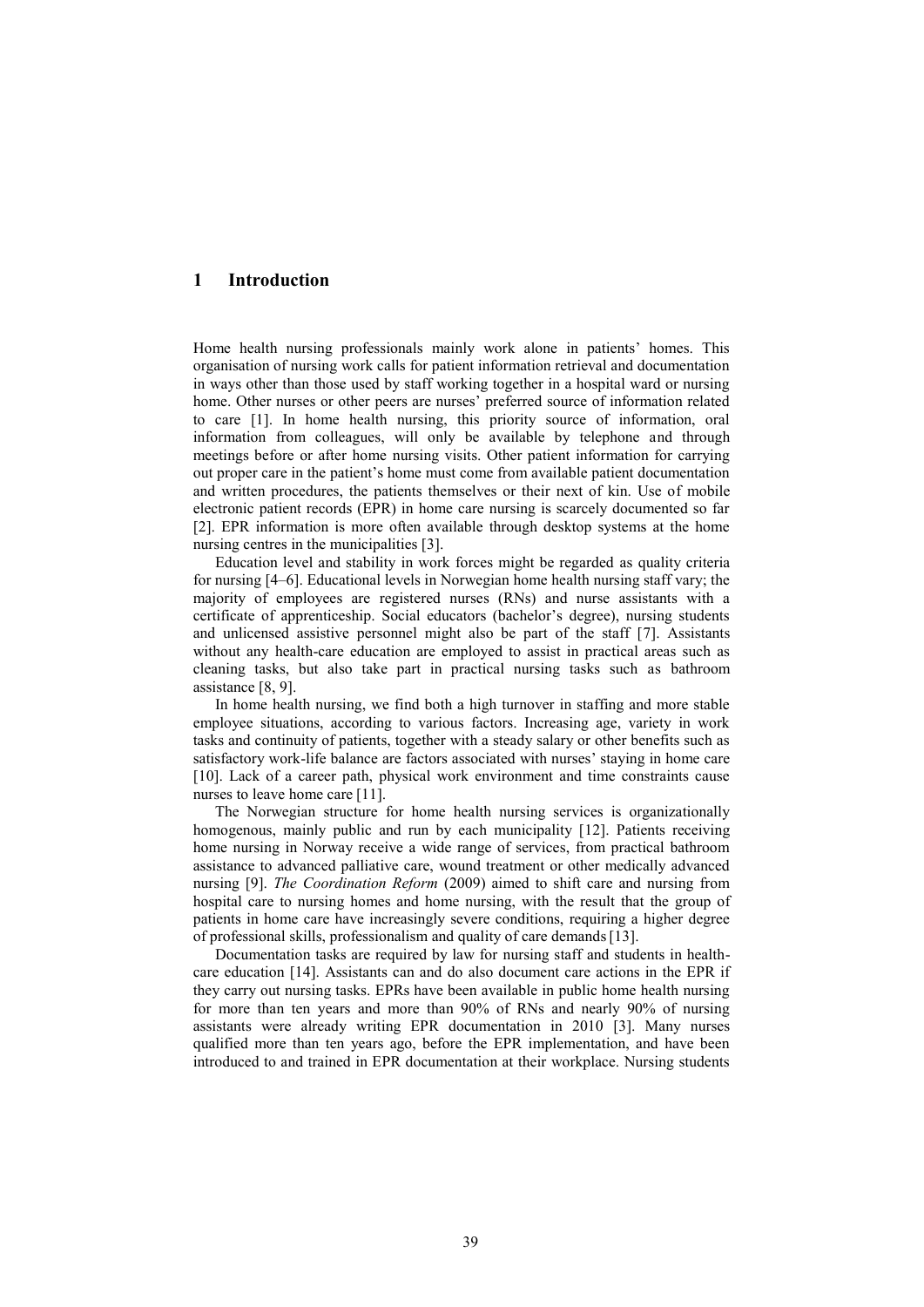## 1 Introduction

Home health nursing professionals mainly work alone in patients' homes. This organisation of nursing work calls for patient information retrieval and documentation in ways other than those used by staff working together in a hospital ward or nursing home. Other nurses or other peers are nurses' preferred source of information related to care [1]. In home health nursing, this priority source of information, oral information from colleagues, will only be available by telephone and through meetings before or after home nursing visits. Other patient information for carrying out proper care in the patient's home must come from available patient documentation and written procedures, the patients themselves or their next of kin. Use of mobile electronic patient records (EPR) in home care nursing is scarcely documented so far [2]. EPR information is more often available through desktop systems at the home nursing centres in the municipalities [3].

Education level and stability in work forces might be regarded as quality criteria for nursing [4–6]. Educational levels in Norwegian home health nursing staff vary; the majority of employees are registered nurses (RNs) and nurse assistants with a certificate of apprenticeship. Social educators (bachelor's degree), nursing students and unlicensed assistive personnel might also be part of the staff [7]. Assistants without any health-care education are employed to assist in practical areas such as cleaning tasks, but also take part in practical nursing tasks such as bathroom assistance [8, 9].

In home health nursing, we find both a high turnover in staffing and more stable employee situations, according to various factors. Increasing age, variety in work tasks and continuity of patients, together with a steady salary or other benefits such as satisfactory work-life balance are factors associated with nurses' staying in home care [10]. Lack of a career path, physical work environment and time constraints cause nurses to leave home care [11].

The Norwegian structure for home health nursing services is organizationally homogenous, mainly public and run by each municipality [12]. Patients receiving home nursing in Norway receive a wide range of services, from practical bathroom assistance to advanced palliative care, wound treatment or other medically advanced nursing [9]. *The Coordination Reform* (2009) aimed to shift care and nursing from hospital care to nursing homes and home nursing, with the result that the group of patients in home care have increasingly severe conditions, requiring a higher degree of professional skills, professionalism and quality of care demands [13].

Documentation tasks are required by law for nursing staff and students in health-care education [14]. Assistants can and do also document care actions in the EPR if they carry out nursing tasks. EPRs have been available in public home health nursing for more than ten years and more than 90% of RNs and nearly 90% of nursing assistants were already writing EPR documentation in 2010 [3]. Many nurses qualified more than ten years ago, before the EPR implementation, and have been introduced to and trained in EPR documentation at their workplace. Nursing students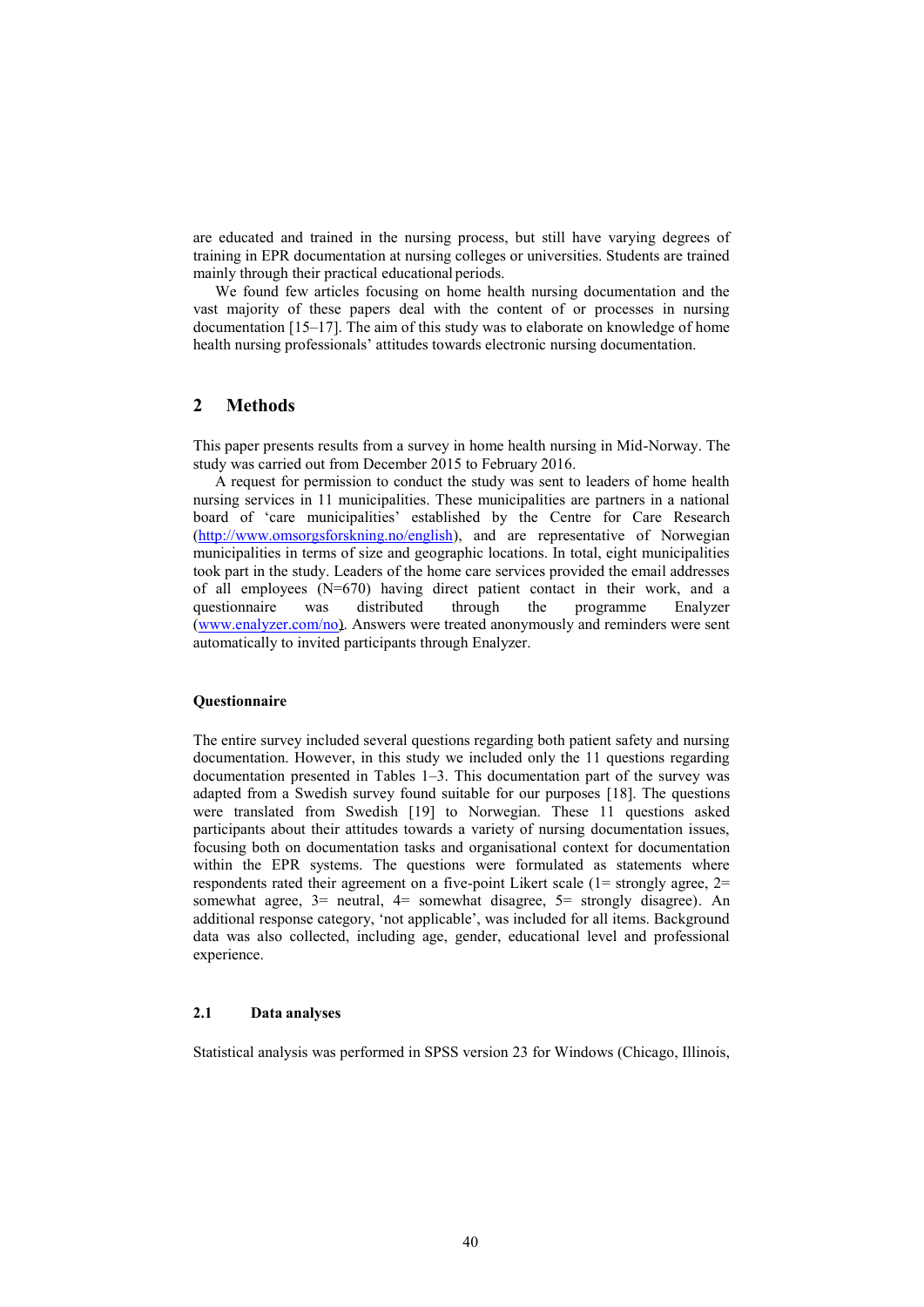are educated and trained in the nursing process, but still have varying degrees of training in EPR documentation at nursing colleges or universities. Students are trained mainly through their practical educational periods.

We found few articles focusing on home health nursing documentation and the vast majority of these papers deal with the content of or processes in nursing documentation [15–17]. The aim of this study was to elaborate on knowledge of home health nursing professionals' attitudes towards electronic nursing documentation.

## 2 Methods

This paper presents results from a survey in home health nursing in Mid-Norway. The study was carried out from December 2015 to February 2016.

A request for permission to conduct the study was sent to leaders of home health nursing services in 11 municipalities. These municipalities are partners in a national board of 'care municipalities' established by the Centre for Care Research (http://www.omsorgsforskning.no/english), and are representative of Norwegian municipalities in terms of size and geographic locations. In total, eight municipalities took part in the study. Leaders of the home care services provided the email addresses of all employees (N=670) having direct patient contact in their work, and a questionnaire was distributed through the programme Enalyzer (www.enalyzer.com/no). Answers were treated anonymously and reminders were sent automatically to invited participants through Enalyzer.

**Questionnaire**

The entire survey included several questions regarding both patient safety and nursing documentation. However, in this study we included only the 11 questions regarding documentation presented in Tables 1–3. This documentation part of the survey was adapted from a Swedish survey found suitable for our purposes [18]. The questions were translated from Swedish [19] to Norwegian. These 11 questions asked participants about their attitudes towards a variety of nursing documentation issues, focusing both on documentation tasks and organisational context for documentation within the EPR systems. The questions were formulated as statements where respondents rated their agreement on a five-point Likert scale (1= strongly agree, 2= somewhat agree, 3= neutral, 4= somewhat disagree, 5= strongly disagree). An additional response category, 'not applicable', was included for all items. Background data was also collected, including age, gender, educational level and professional experience.

### 2.1 Data analyses

Statistical analysis was performed in SPSS version 23 for Windows (Chicago, Illinois,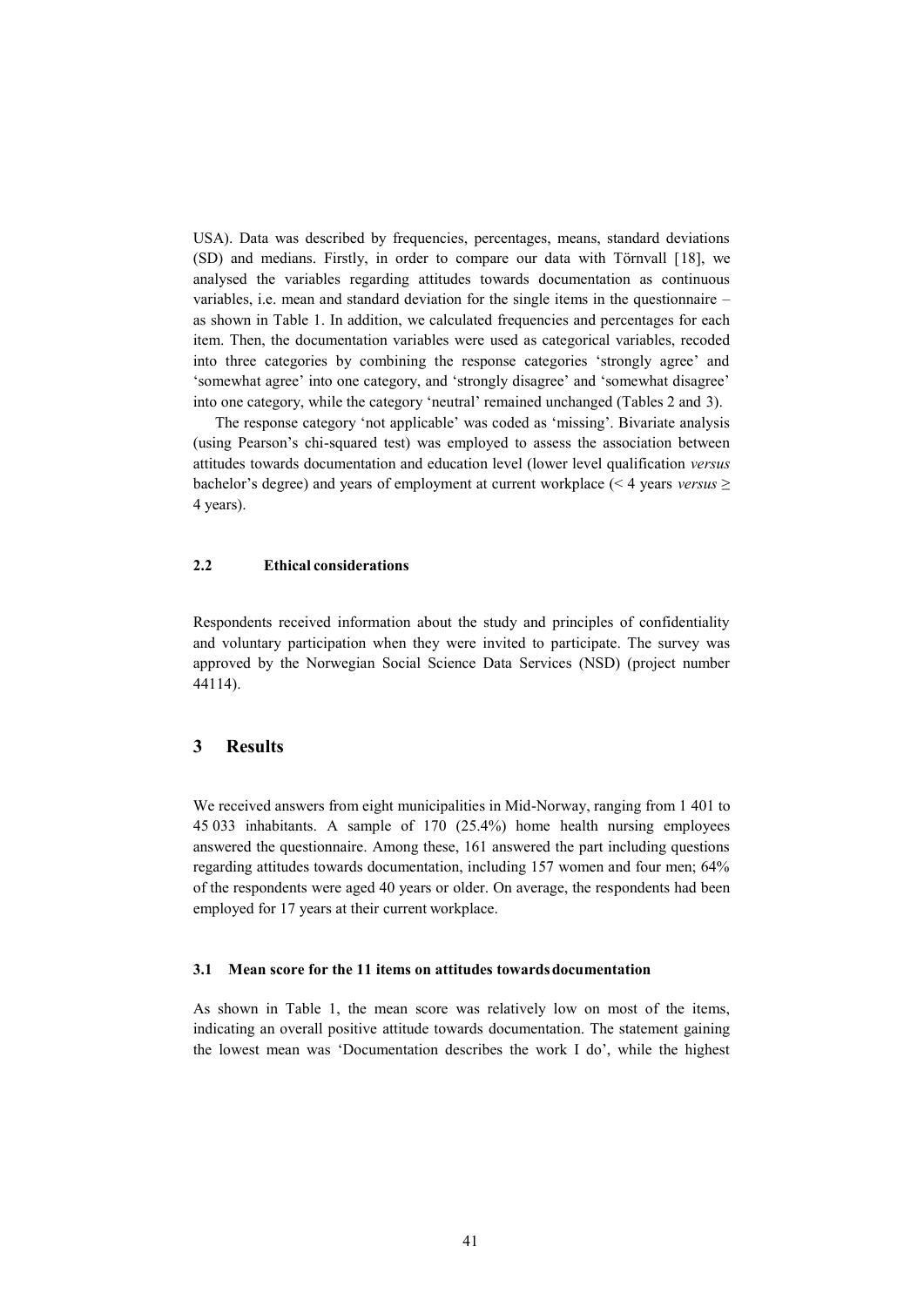USA). Data was described by frequencies, percentages, means, standard deviations (SD) and medians. Firstly, in order to compare our data with Törnvall [18], we analysed the variables regarding attitudes towards documentation as continuous variables, i.e. mean and standard deviation for the single items in the questionnaire – as shown in Table 1. In addition, we calculated frequencies and percentages for each item. Then, the documentation variables were used as categorical variables, recoded into three categories by combining the response categories 'strongly agree' and 'somewhat agree' into one category, and 'strongly disagree' and 'somewhat disagree' into one category, while the category 'neutral' remained unchanged (Tables 2 and 3).

The response category 'not applicable' was coded as 'missing'. Bivariate analysis (using Pearson's chi-squared test) was employed to assess the association between attitudes towards documentation and education level (lower level qualification *versus* bachelor's degree) and years of employment at current workplace (< 4 years *versus* ≥ 4 years).

### 2.2 Ethical considerations

Respondents received information about the study and principles of confidentiality and voluntary participation when they were invited to participate. The survey was approved by the Norwegian Social Science Data Services (NSD) (project number 44114).

## 3 Results

We received answers from eight municipalities in Mid-Norway, ranging from 1 401 to 45 033 inhabitants. A sample of 170 (25.4%) home health nursing employees answered the questionnaire. Among these, 161 answered the part including questions regarding attitudes towards documentation, including 157 women and four men; 64% of the respondents were aged 40 years or older. On average, the respondents had been employed for 17 years at their current workplace.

### 3.1 Mean score for the 11 items on attitudes towards documentation

As shown in Table 1, the mean score was relatively low on most of the items, indicating an overall positive attitude towards documentation. The statement gaining the lowest mean was 'Documentation describes the work I do', while the highest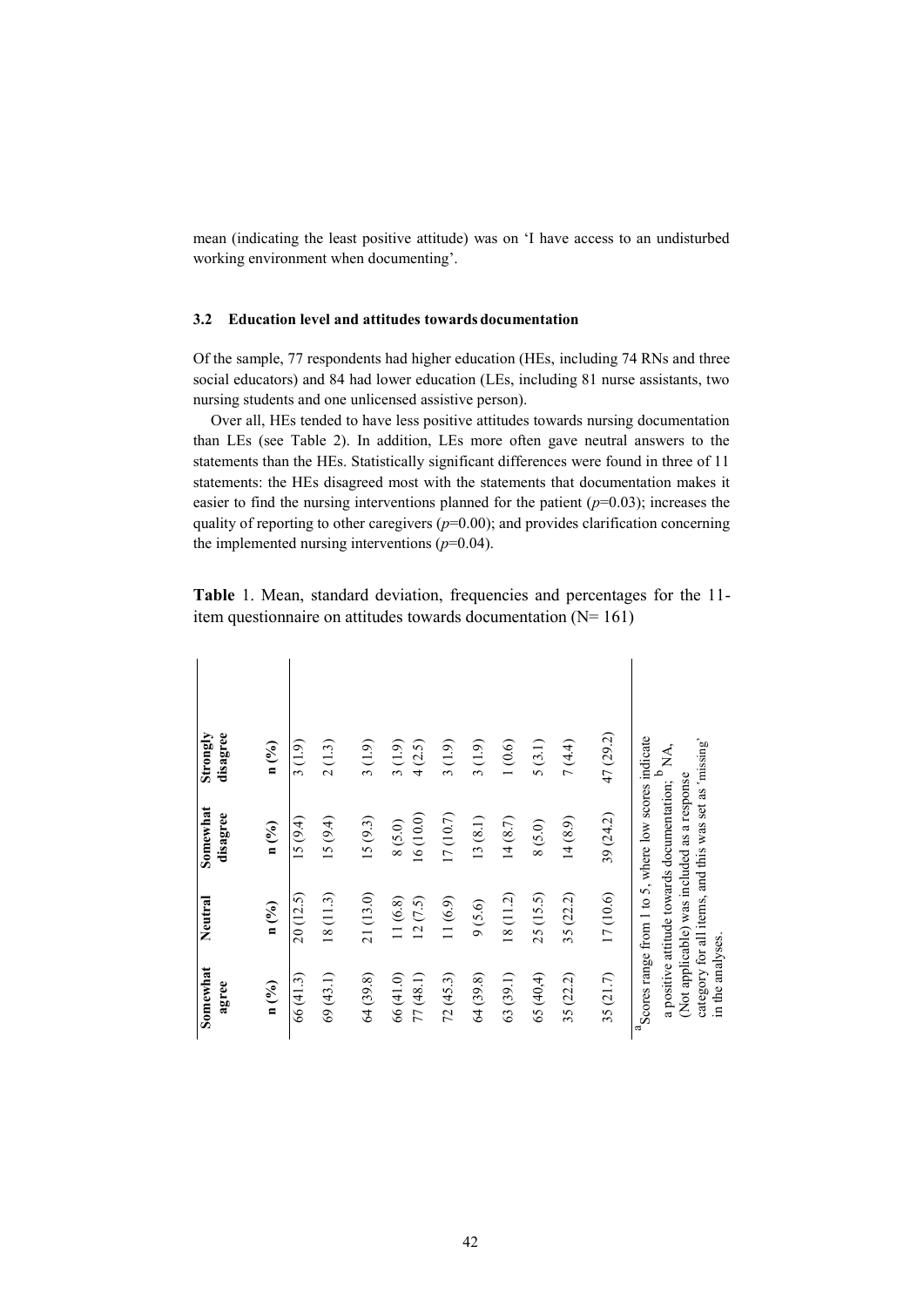mean (indicating the least positive attitude) was on 'I have access to an undisturbed working environment when documenting'.

### 3.2 Education level and attitudes towards documentation

Of the sample, 77 respondents had higher education (HEs, including 74 RNs and three social educators) and 84 had lower education (LEs, including 81 nurse assistants, two nursing students and one unlicensed assistive person).

Over all, HEs tended to have less positive attitudes towards nursing documentation than LEs (see Table 2). In addition, LEs more often gave neutral answers to the statements than the HEs. Statistically significant differences were found in three of 11 statements: the HEs disagreed most with the statements that documentation makes it easier to find the nursing interventions planned for the patient ($p$=0.03); increases the quality of reporting to other caregivers ($p$=0.00); and provides clarification concerning the implemented nursing interventions ($p$=0.04).

**Table** 1. Mean, standard deviation, frequencies and percentages for the 11-item questionnaire on attitudes towards documentation (N= 161)

| Somewhat agree | Neutral | Somewhat disagree | Strongly disagree |
|---|---|---|---|
| n (%) | n (%) | n (%) | n (%) |
| 66 (41.3) | 20 (12.5) | 15 (9.4) | 3 (1.9) |
| 69 (43.1) | 18 (11.3) | 15 (9.4) | 2 (1.3) |
| 64 (39.8) | 21 (13.0) | 15 (9.3) | 3 (1.9) |
| 66 (41.0) | 11 (6.8) | 8 (5.0) | 3 (1.9) |
| 77 (48.1) | 12 (7.5) | 16 (10.0) | 4 (2.5) |
| 72 (45.3) | 11 (6.9) | 17 (10.7) | 3 (1.9) |
| 64 (39.8) | 9 (5.6) | 13 (8.1) | 3 (1.9) |
| 63 (39.1) | 18 (11.2) | 14 (8.7) | 1 (0.6) |
| 65 (40,4) | 25 (15.5) | 8 (5.0) | 5 (3.1) |
| 35 (22.2) | 35 (22.2) | 14 (8.9) | 7 (4.4) |
| 35 (21.7) | 17 (10.6) | 39 (24.2) | 47 (29.2) |

[a]Scores range from 1 to 5, where low scores indicate a positive attitude towards documentation; [b] NA, (Not applicable) was included as a response category for all items, and this was set as 'missing' in the analyses.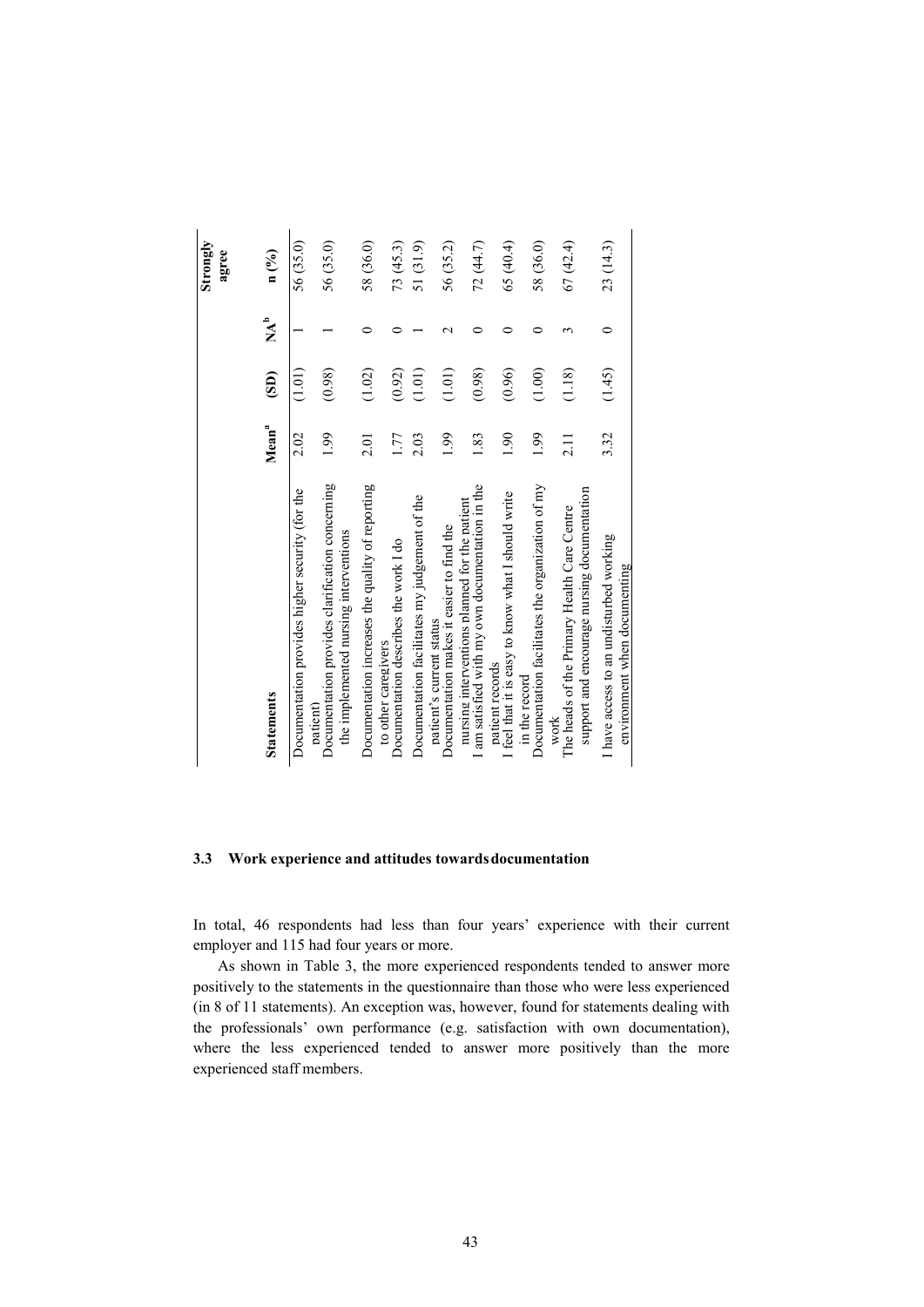| Statements | Mean[a] | (SD) | NA[b] | Strongly agree n (%) |
|---|---|---|---|---|
| Documentation provides higher security (for the patient) | 2.02 | (1.01) | 1 | 56 (35.0) |
| Documentation provides clarification concerning the implemented nursing interventions | 1.99 | (0.98) | 1 | 56 (35.0) |
| Documentation increases the quality of reporting to other caregivers | 2.01 | (1.02) | 0 | 58 (36.0) |
| Documentation describes the work I do | 1.77 | (0.92) | 0 | 73 (45.3) |
| Documentation facilitates my judgement of the patient's current status | 2.03 | (1.01) | 1 | 51 (31.9) |
| Documentation makes it easier to find the nursing interventions planned for the patient | 1.99 | (1.01) | 2 | 56 (35.2) |
| I am satisfied with my own documentation in the patient records | 1.83 | (0.98) | 0 | 72 (44.7) |
| I feel that it is easy to know what I should write in the record | 1.90 | (0.96) | 0 | 65 (40.4) |
| Documentation facilitates the organization of my work | 1.99 | (1.00) | 0 | 58 (36.0) |
| The heads of the Primary Health Care Centre support and encourage nursing documentation | 2.11 | (1.18) | 3 | 67 (42.4) |
| I have access to an undisturbed working environment when documenting | 3.32 | (1.45) | 0 | 23 (14.3) |

### 3.3 Work experience and attitudes towards documentation

In total, 46 respondents had less than four years' experience with their current employer and 115 had four years or more.

As shown in Table 3, the more experienced respondents tended to answer more positively to the statements in the questionnaire than those who were less experienced (in 8 of 11 statements). An exception was, however, found for statements dealing with the professionals' own performance (e.g. satisfaction with own documentation), where the less experienced tended to answer more positively than the more experienced staff members.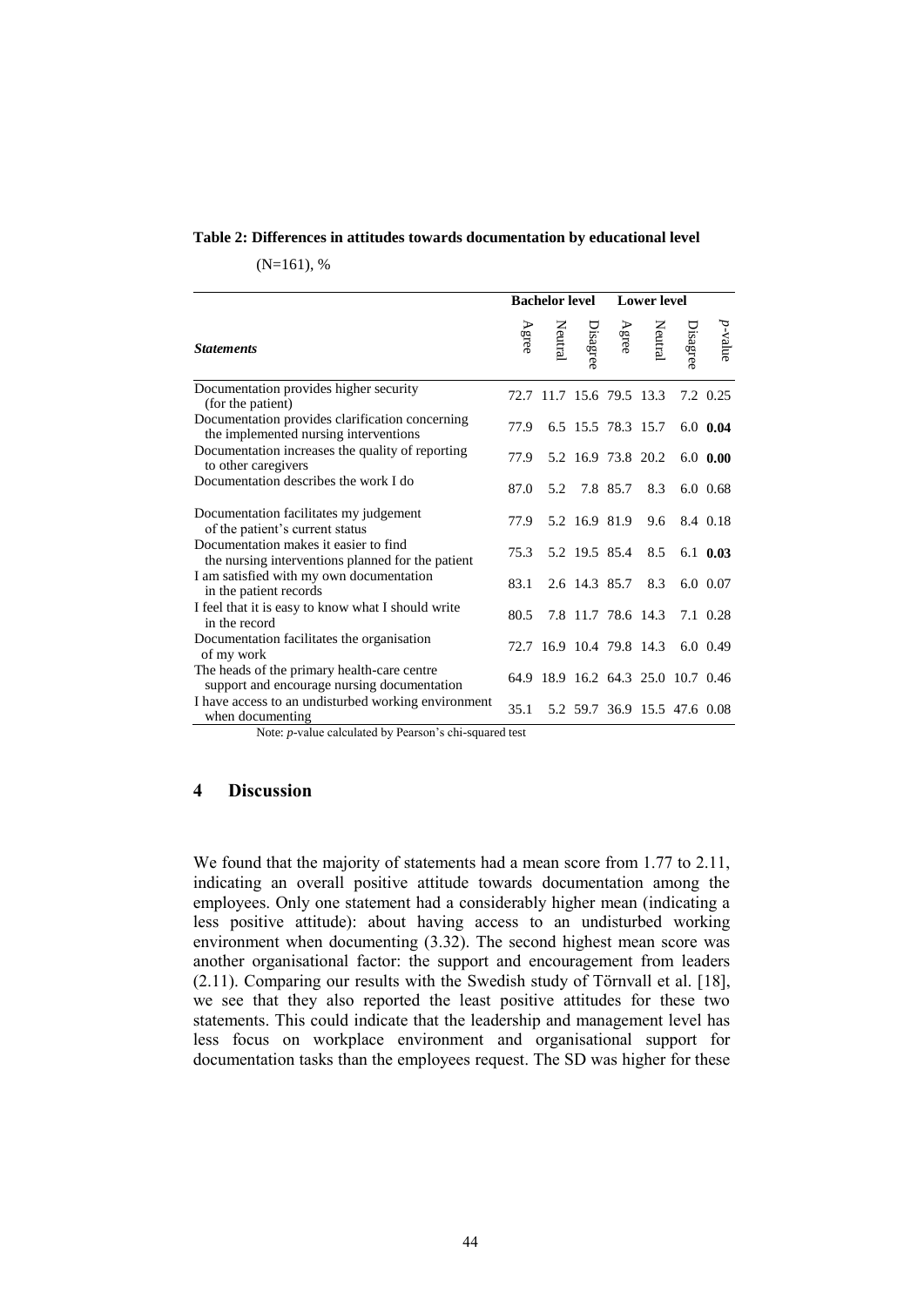**Table 2: Differences in attitudes towards documentation by educational level**

(N=161), %

| *Statements* | Bachelor level | | | Lower level | | | |
|---|---|---|---|---|---|---|---|
| | Agree | Neutral | Disagree | Agree | Neutral | Disagree | *p*-value |
| Documentation provides higher security (for the patient) | 72.7 | 11.7 | 15.6 | 79.5 | 13.3 | 7.2 | 0.25 |
| Documentation provides clarification concerning the implemented nursing interventions | 77.9 | 6.5 | 15.5 | 78.3 | 15.7 | 6.0 | **0.04** |
| Documentation increases the quality of reporting to other caregivers | 77.9 | 5.2 | 16.9 | 73.8 | 20.2 | 6.0 | **0.00** |
| Documentation describes the work I do | 87.0 | 5.2 | 7.8 | 85.7 | 8.3 | 6.0 | 0.68 |
| Documentation facilitates my judgement of the patient's current status | 77.9 | 5.2 | 16.9 | 81.9 | 9.6 | 8.4 | 0.18 |
| Documentation makes it easier to find the nursing interventions planned for the patient | 75.3 | 5.2 | 19.5 | 85.4 | 8.5 | 6.1 | **0.03** |
| I am satisfied with my own documentation in the patient records | 83.1 | 2.6 | 14.3 | 85.7 | 8.3 | 6.0 | 0.07 |
| I feel that it is easy to know what I should write in the record | 80.5 | 7.8 | 11.7 | 78.6 | 14.3 | 7.1 | 0.28 |
| Documentation facilitates the organisation of my work | 72.7 | 16.9 | 10.4 | 79.8 | 14.3 | 6.0 | 0.49 |
| The heads of the primary health-care centre support and encourage nursing documentation | 64.9 | 18.9 | 16.2 | 64.3 | 25.0 | 10.7 | 0.46 |
| I have access to an undisturbed working environment when documenting | 35.1 | 5.2 | 59.7 | 36.9 | 15.5 | 47.6 | 0.08 |

Note: *p*-value calculated by Pearson's chi-squared test

## 4 Discussion

We found that the majority of statements had a mean score from 1.77 to 2.11, indicating an overall positive attitude towards documentation among the employees. Only one statement had a considerably higher mean (indicating a less positive attitude): about having access to an undisturbed working environment when documenting (3.32). The second highest mean score was another organisational factor: the support and encouragement from leaders (2.11). Comparing our results with the Swedish study of Törnvall et al. [18], we see that they also reported the least positive attitudes for these two statements. This could indicate that the leadership and management level has less focus on workplace environment and organisational support for documentation tasks than the employees request. The SD was higher for these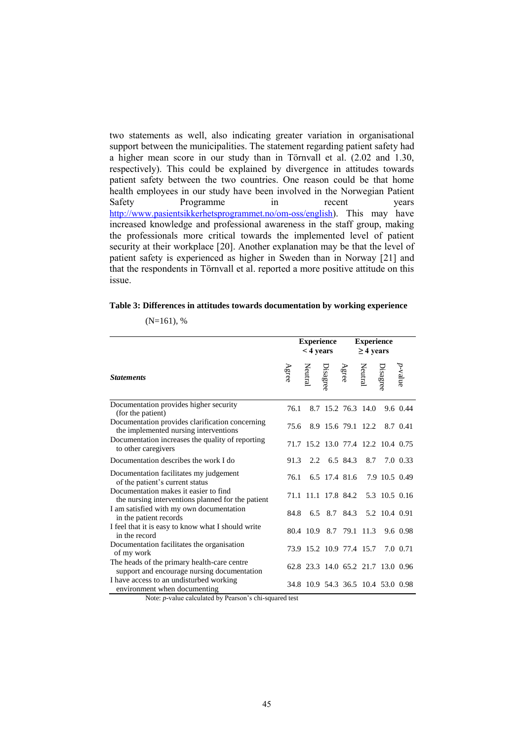two statements as well, also indicating greater variation in organisational support between the municipalities. The statement regarding patient safety had a higher mean score in our study than in Törnvall et al. (2.02 and 1.30, respectively). This could be explained by divergence in attitudes towards patient safety between the two countries. One reason could be that home health employees in our study have been involved in the Norwegian Patient Safety Programme in recent years http://www.pasientsikkerhetsprogrammet.no/om-oss/english). This may have increased knowledge and professional awareness in the staff group, making the professionals more critical towards the implemented level of patient security at their workplace [20]. Another explanation may be that the level of patient safety is experienced as higher in Sweden than in Norway [21] and that the respondents in Törnvall et al. reported a more positive attitude on this issue.

**Table 3: Differences in attitudes towards documentation by working experience**

(N=161), %

| *Statements* | **Experience < 4 years** | | | **Experience ≥ 4 years** | | | |
|---|---|---|---|---|---|---|---|
| | Agree | Neutral | Disagree | Agree | Neutral | Disagree | *p*-value |
| Documentation provides higher security (for the patient) | 76.1 | 8.7 | 15.2 | 76.3 | 14.0 | 9.6 | 0.44 |
| Documentation provides clarification concerning the implemented nursing interventions | 75.6 | 8.9 | 15.6 | 79.1 | 12.2 | 8.7 | 0.41 |
| Documentation increases the quality of reporting to other caregivers | 71.7 | 15.2 | 13.0 | 77.4 | 12.2 | 10.4 | 0.75 |
| Documentation describes the work I do | 91.3 | 2.2 | 6.5 | 84.3 | 8.7 | 7.0 | 0.33 |
| Documentation facilitates my judgement of the patient's current status | 76.1 | 6.5 | 17.4 | 81.6 | 7.9 | 10.5 | 0.49 |
| Documentation makes it easier to find the nursing interventions planned for the patient | 71.1 | 11.1 | 17.8 | 84.2 | 5.3 | 10.5 | 0.16 |
| I am satisfied with my own documentation in the patient records | 84.8 | 6.5 | 8.7 | 84.3 | 5.2 | 10.4 | 0.91 |
| I feel that it is easy to know what I should write in the record | 80.4 | 10.9 | 8.7 | 79.1 | 11.3 | 9.6 | 0.98 |
| Documentation facilitates the organisation of my work | 73.9 | 15.2 | 10.9 | 77.4 | 15.7 | 7.0 | 0.71 |
| The heads of the primary health-care centre support and encourage nursing documentation | 62.8 | 23.3 | 14.0 | 65.2 | 21.7 | 13.0 | 0.96 |
| I have access to an undisturbed working environment when documenting | 34.8 | 10.9 | 54.3 | 36.5 | 10.4 | 53.0 | 0.98 |

Note: *p*-value calculated by Pearson's chi-squared test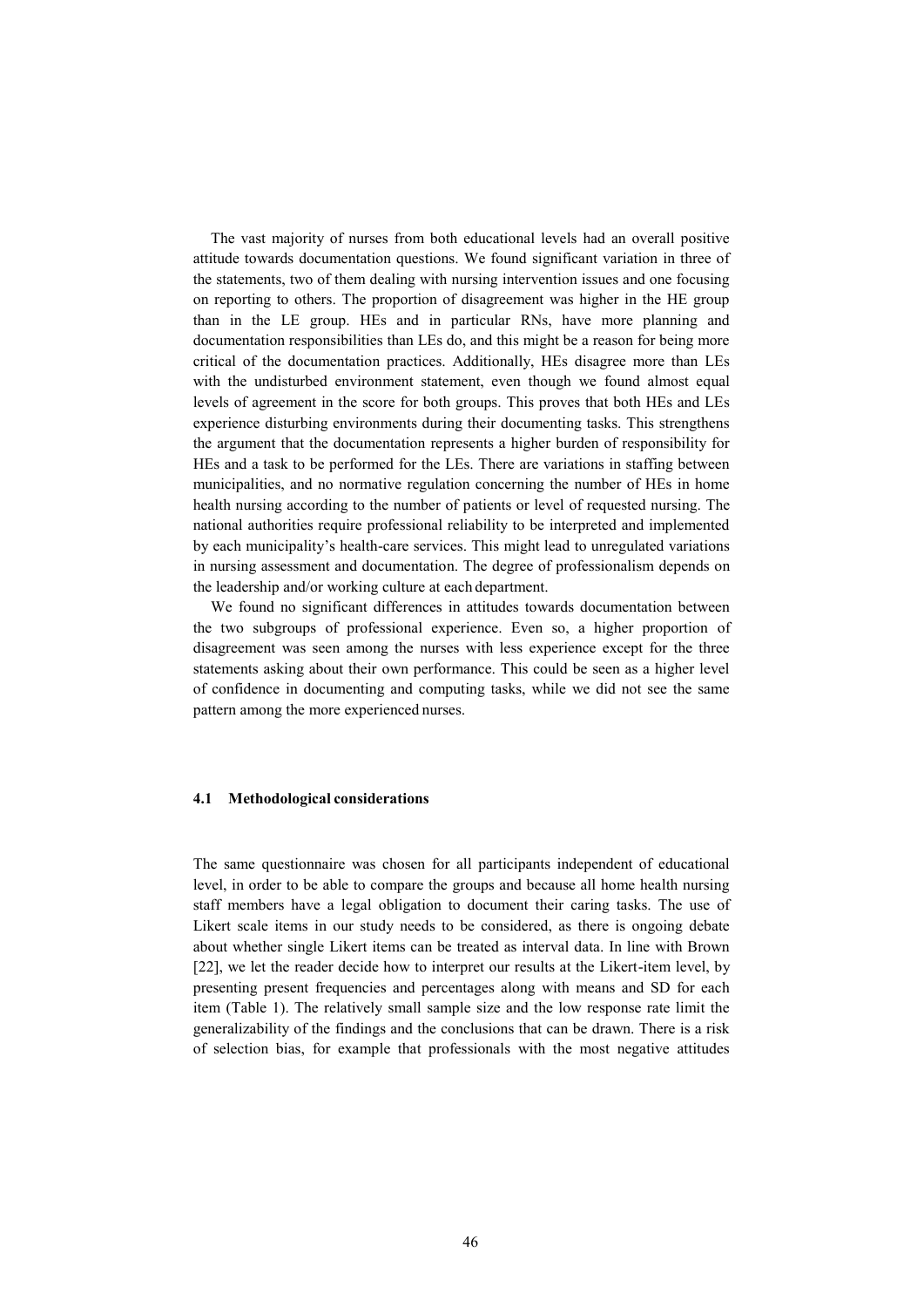The vast majority of nurses from both educational levels had an overall positive attitude towards documentation questions. We found significant variation in three of the statements, two of them dealing with nursing intervention issues and one focusing on reporting to others. The proportion of disagreement was higher in the HE group than in the LE group. HEs and in particular RNs, have more planning and documentation responsibilities than LEs do, and this might be a reason for being more critical of the documentation practices. Additionally, HEs disagree more than LEs with the undisturbed environment statement, even though we found almost equal levels of agreement in the score for both groups. This proves that both HEs and LEs experience disturbing environments during their documenting tasks. This strengthens the argument that the documentation represents a higher burden of responsibility for HEs and a task to be performed for the LEs. There are variations in staffing between municipalities, and no normative regulation concerning the number of HEs in home health nursing according to the number of patients or level of requested nursing. The national authorities require professional reliability to be interpreted and implemented by each municipality's health-care services. This might lead to unregulated variations in nursing assessment and documentation. The degree of professionalism depends on the leadership and/or working culture at each department.

We found no significant differences in attitudes towards documentation between the two subgroups of professional experience. Even so, a higher proportion of disagreement was seen among the nurses with less experience except for the three statements asking about their own performance. This could be seen as a higher level of confidence in documenting and computing tasks, while we did not see the same pattern among the more experienced nurses.

### 4.1 Methodological considerations

The same questionnaire was chosen for all participants independent of educational level, in order to be able to compare the groups and because all home health nursing staff members have a legal obligation to document their caring tasks. The use of Likert scale items in our study needs to be considered, as there is ongoing debate about whether single Likert items can be treated as interval data. In line with Brown [22], we let the reader decide how to interpret our results at the Likert-item level, by presenting present frequencies and percentages along with means and SD for each item (Table 1). The relatively small sample size and the low response rate limit the generalizability of the findings and the conclusions that can be drawn. There is a risk of selection bias, for example that professionals with the most negative attitudes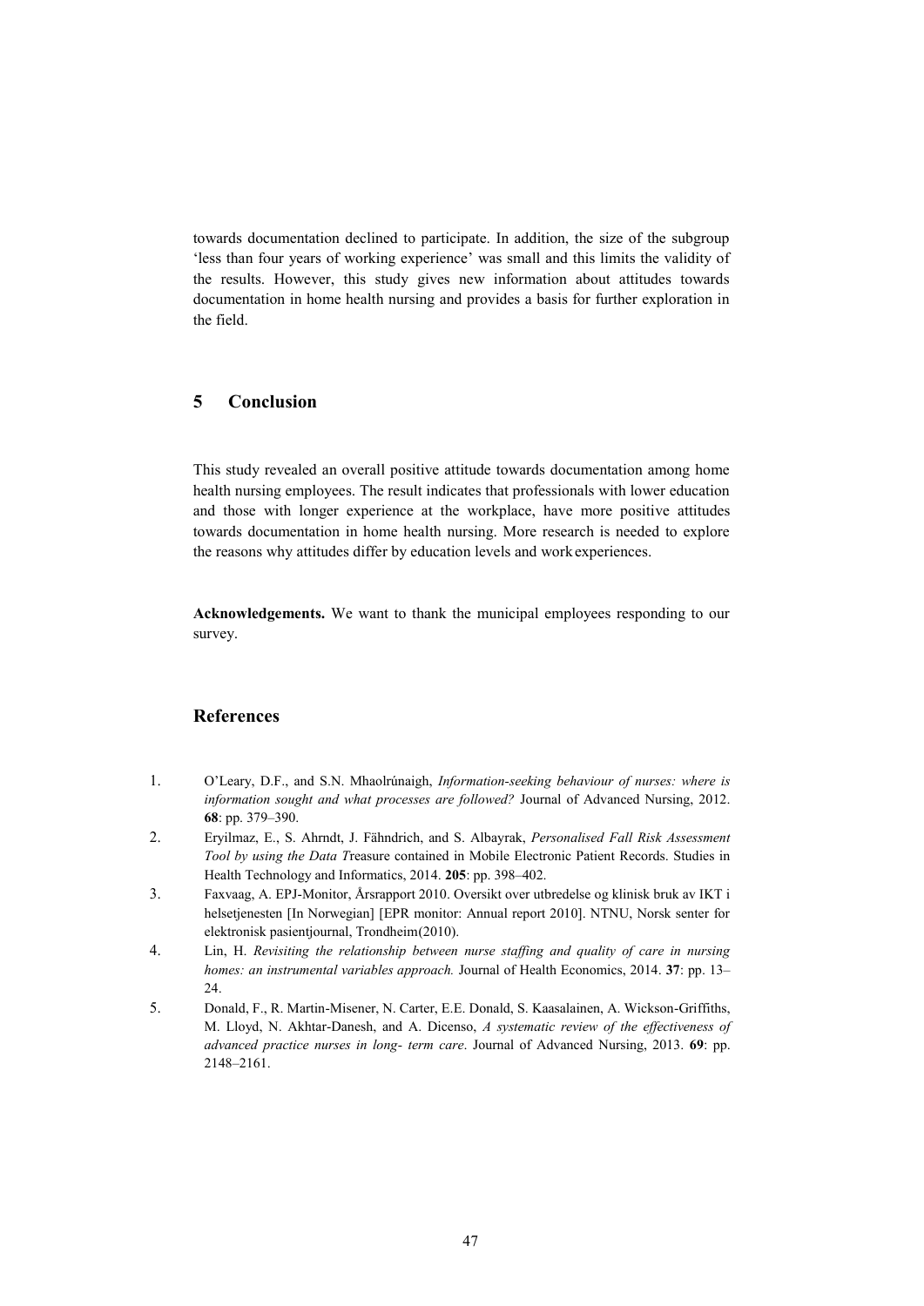towards documentation declined to participate. In addition, the size of the subgroup 'less than four years of working experience' was small and this limits the validity of the results. However, this study gives new information about attitudes towards documentation in home health nursing and provides a basis for further exploration in the field.

## 5 Conclusion

This study revealed an overall positive attitude towards documentation among home health nursing employees. The result indicates that professionals with lower education and those with longer experience at the workplace, have more positive attitudes towards documentation in home health nursing. More research is needed to explore the reasons why attitudes differ by education levels and work experiences.

**Acknowledgements.** We want to thank the municipal employees responding to our survey.

## References

1. O'Leary, D.F., and S.N. Mhaolrúnaigh, *Information-seeking behaviour of nurses: where is information sought and what processes are followed?* Journal of Advanced Nursing, 2012. **68**: pp. 379–390.
2. Eryilmaz, E., S. Ahrndt, J. Fähndrich, and S. Albayrak, *Personalised Fall Risk Assessment Tool by using the Data T*reasure contained in Mobile Electronic Patient Records. Studies in Health Technology and Informatics, 2014. **205**: pp. 398–402.
3. Faxvaag, A. EPJ-Monitor, Årsrapport 2010. Oversikt over utbredelse og klinisk bruk av IKT i helsetjenesten [In Norwegian] [EPR monitor: Annual report 2010]. NTNU, Norsk senter for elektronisk pasientjournal, Trondheim(2010).
4. Lin, H. *Revisiting the relationship between nurse staffing and quality of care in nursing homes: an instrumental variables approach.* Journal of Health Economics, 2014. **37**: pp. 13–24.
5. Donald, F., R. Martin-Misener, N. Carter, E.E. Donald, S. Kaasalainen, A. Wickson-Griffiths, M. Lloyd, N. Akhtar-Danesh, and A. Dicenso, *A systematic review of the effectiveness of advanced practice nurses in long- term care*. Journal of Advanced Nursing, 2013. **69**: pp. 2148–2161.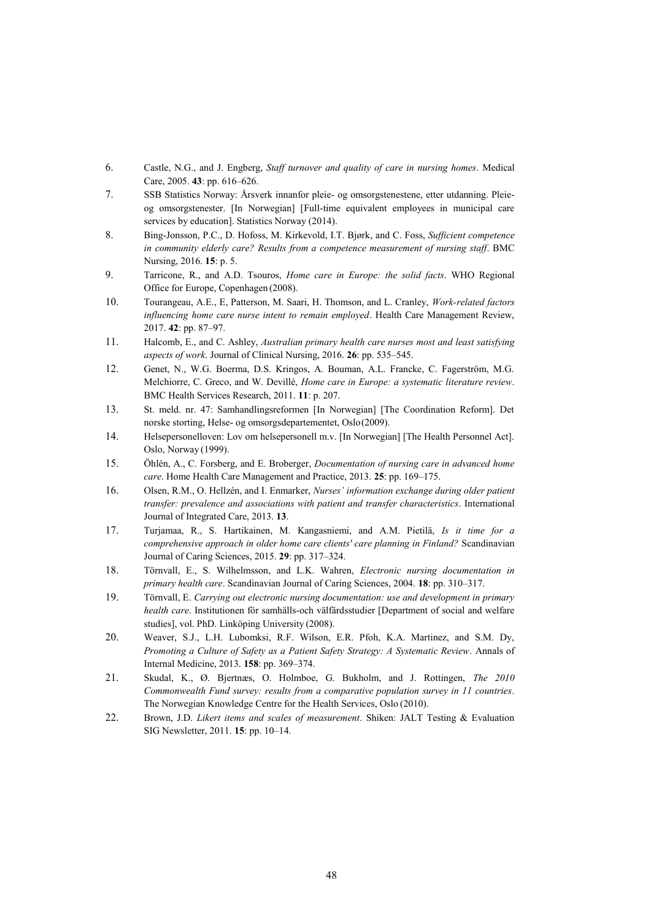6. Castle, N.G., and J. Engberg, *Staff turnover and quality of care in nursing homes*. Medical Care, 2005. **43**: pp. 616–626.
7. SSB Statistics Norway: Årsverk innanfor pleie- og omsorgstenestene, etter utdanning. Pleie- og omsorgstenester. [In Norwegian] [Full-time equivalent employees in municipal care services by education]. Statistics Norway (2014).
8. Bing-Jonsson, P.C., D. Hofoss, M. Kirkevold, I.T. Bjørk, and C. Foss, *Sufficient competence in community elderly care? Results from a competence measurement of nursing staff*. BMC Nursing, 2016. **15**: p. 5.
9. Tarricone, R., and A.D. Tsouros, *Home care in Europe: the solid facts*. WHO Regional Office for Europe, Copenhagen (2008).
10. Tourangeau, A.E., E, Patterson, M. Saari, H. Thomson, and L. Cranley, *Work-related factors influencing home care nurse intent to remain employed*. Health Care Management Review, 2017. **42**: pp. 87–97.
11. Halcomb, E., and C. Ashley, *Australian primary health care nurses most and least satisfying aspects of work*. Journal of Clinical Nursing, 2016. **26**: pp. 535–545.
12. Genet, N., W.G. Boerma, D.S. Kringos, A. Bouman, A.L. Francke, C. Fagerström, M.G. Melchiorre, C. Greco, and W. Devillé, *Home care in Europe: a systematic literature review*. BMC Health Services Research, 2011. **11**: p. 207.
13. St. meld. nr. 47: Samhandlingsreformen [In Norwegian] [The Coordination Reform]. Det norske storting, Helse- og omsorgsdepartementet, Oslo (2009).
14. Helsepersonelloven: Lov om helsepersonell m.v. [In Norwegian] [The Health Personnel Act]. Oslo, Norway (1999).
15. Öhlén, A., C. Forsberg, and E. Broberger, *Documentation of nursing care in advanced home care*. Home Health Care Management and Practice, 2013. **25**: pp. 169–175.
16. Olsen, R.M., O. Hellzén, and I. Enmarker, *Nurses' information exchange during older patient transfer: prevalence and associations with patient and transfer characteristics*. International Journal of Integrated Care, 2013. **13**.
17. Turjamaa, R., S. Hartikainen, M. Kangasniemi, and A.M. Pietilä, *Is it time for a comprehensive approach in older home care clients' care planning in Finland?* Scandinavian Journal of Caring Sciences, 2015. **29**: pp. 317–324.
18. Törnvall, E., S. Wilhelmsson, and L.K. Wahren, *Electronic nursing documentation in primary health care*. Scandinavian Journal of Caring Sciences, 2004. **18**: pp. 310–317.
19. Törnvall, E. *Carrying out electronic nursing documentation: use and development in primary health care*. Institutionen för samhälls-och välfärdsstudier [Department of social and welfare studies], vol. PhD. Linköping University (2008).
20. Weaver, S.J., L.H. Lubomksi, R.F. Wilson, E.R. Pfoh, K.A. Martinez, and S.M. Dy, *Promoting a Culture of Safety as a Patient Safety Strategy: A Systematic Review*. Annals of Internal Medicine, 2013. **158**: pp. 369–374.
21. Skudal, K., Ø. Bjertnæs, O. Holmboe, G. Bukholm, and J. Rottingen, *The 2010 Commonwealth Fund survey: results from a comparative population survey in 11 countries*. The Norwegian Knowledge Centre for the Health Services, Oslo (2010).
22. Brown, J.D. *Likert items and scales of measurement*. Shiken: JALT Testing & Evaluation SIG Newsletter, 2011. **15**: pp. 10–14.